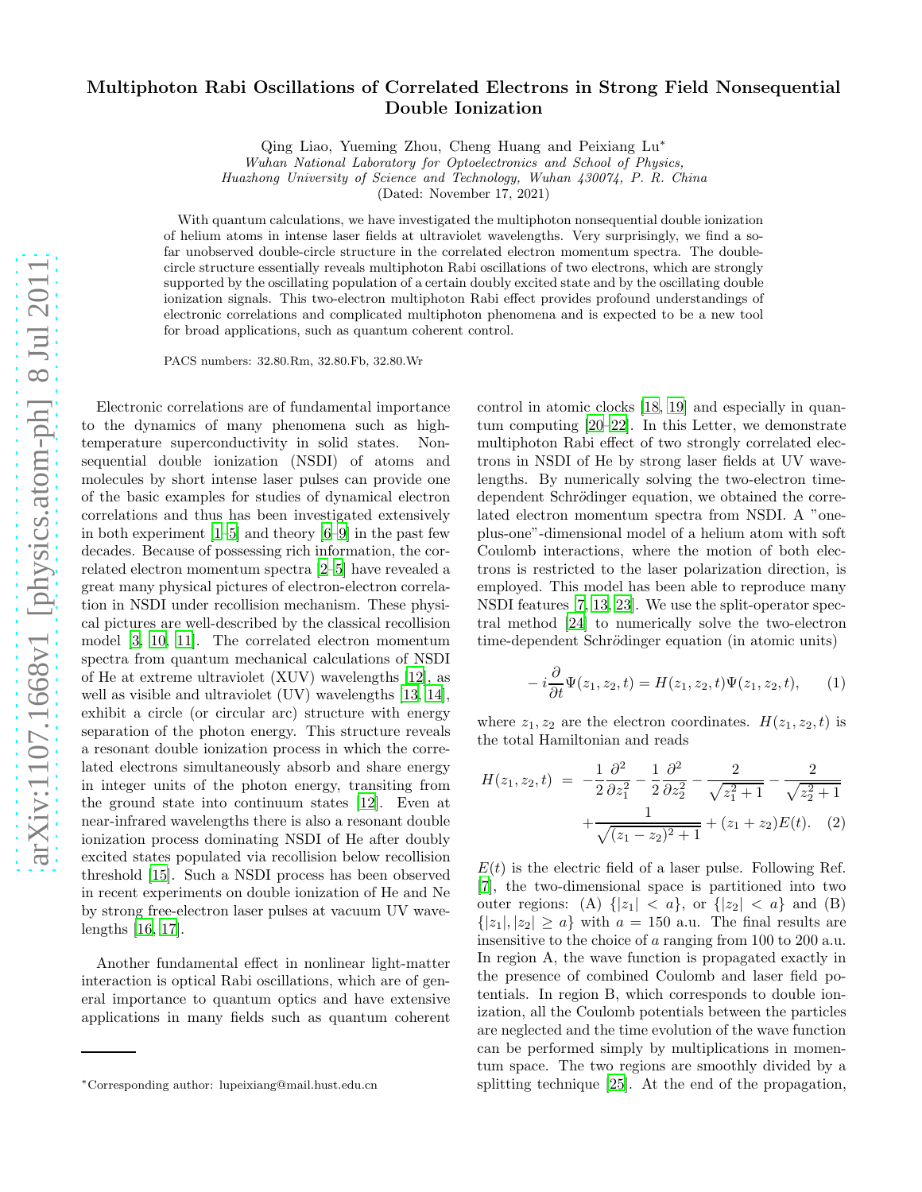# Multiphoton Rabi Oscillations of Correlated Electrons in Strong Field Nonsequential Double Ionization

Qing Liao, Yueming Zhou, Cheng Huang and Peixiang Lu*

*Wuhan National Laboratory for Optoelectronics and School of Physics, Huazhong University of Science and Technology, Wuhan 430074, P. R. China*

(Dated: November 17, 2021)

With quantum calculations, we have investigated the multiphoton nonsequential double ionization of helium atoms in intense laser fields at ultraviolet wavelengths. Very surprisingly, we find a so-far unobserved double-circle structure in the correlated electron momentum spectra. The double-circle structure essentially reveals multiphoton Rabi oscillations of two electrons, which are strongly supported by the oscillating population of a certain doubly excited state and by the oscillating double ionization signals. This two-electron multiphoton Rabi effect provides profound understandings of electronic correlations and complicated multiphoton phenomena and is expected to be a new tool for broad applications, such as quantum coherent control.

PACS numbers: 32.80.Rm, 32.80.Fb, 32.80.Wr

Electronic correlations are of fundamental importance to the dynamics of many phenomena such as high-temperature superconductivity in solid states. Nonsequential double ionization (NSDI) of atoms and molecules by short intense laser pulses can provide one of the basic examples for studies of dynamical electron correlations and thus has been investigated extensively in both experiment [1–5] and theory [6–9] in the past few decades. Because of possessing rich information, the correlated electron momentum spectra [2–5] have revealed a great many physical pictures of electron-electron correlation in NSDI under recollision mechanism. These physical pictures are well-described by the classical recollision model [3, 10, 11]. The correlated electron momentum spectra from quantum mechanical calculations of NSDI of He at extreme ultraviolet (XUV) wavelengths [12], as well as visible and ultraviolet (UV) wavelengths [13, 14], exhibit a circle (or circular arc) structure with energy separation of the photon energy. This structure reveals a resonant double ionization process in which the correlated electrons simultaneously absorb and share energy in integer units of the photon energy, transiting from the ground state into continuum states [12]. Even at near-infrared wavelengths there is also a resonant double ionization process dominating NSDI of He after doubly excited states populated via recollision below recollision threshold [15]. Such a NSDI process has been observed in recent experiments on double ionization of He and Ne by strong free-electron laser pulses at vacuum UV wavelengths [16, 17].

Another fundamental effect in nonlinear light-matter interaction is optical Rabi oscillations, which are of general importance to quantum optics and have extensive applications in many fields such as quantum coherent control in atomic clocks [18, 19] and especially in quantum computing [20–22]. In this Letter, we demonstrate multiphoton Rabi effect of two strongly correlated electrons in NSDI of He by strong laser fields at UV wavelengths. By numerically solving the two-electron time-dependent Schrödinger equation, we obtained the correlated electron momentum spectra from NSDI. A "one-plus-one"-dimensional model of a helium atom with soft Coulomb interactions, where the motion of both electrons is restricted to the laser polarization direction, is employed. This model has been able to reproduce many NSDI features [7, 13, 23]. We use the split-operator spectral method [24] to numerically solve the two-electron time-dependent Schrödinger equation (in atomic units)

$$
-i\frac{\partial}{\partial t}\Psi(z_1, z_2, t) = H(z_1, z_2, t)\Psi(z_1, z_2, t), \qquad (1)
$$

where $z_1, z_2$ are the electron coordinates. $H(z_1, z_2, t)$ is the total Hamiltonian and reads

$$
\begin{aligned}
H(z_1, z_2, t) \;=\; & -\frac{1}{2}\frac{\partial^2}{\partial z_1^2} - \frac{1}{2}\frac{\partial^2}{\partial z_2^2} - \frac{2}{\sqrt{z_1^2+1}} - \frac{2}{\sqrt{z_2^2+1}} \\
& + \frac{1}{\sqrt{(z_1-z_2)^2+1}} + (z_1+z_2)E(t). \qquad (2)
\end{aligned}
$$

$E(t)$ is the electric field of a laser pulse. Following Ref. [7], the two-dimensional space is partitioned into two outer regions: (A) $\{|z_1| < a\}$, or $\{|z_2| < a\}$ and (B) $\{|z_1|, |z_2| \geq a\}$ with $a = 150$ a.u. The final results are insensitive to the choice of $a$ ranging from 100 to 200 a.u. In region A, the wave function is propagated exactly in the presence of combined Coulomb and laser field potentials. In region B, which corresponds to double ionization, all the Coulomb potentials between the particles are neglected and the time evolution of the wave function can be performed simply by multiplications in momentum space. The two regions are smoothly divided by a splitting technique [25]. At the end of the propagation,

*Corresponding author: lupeixiang@mail.hust.edu.cn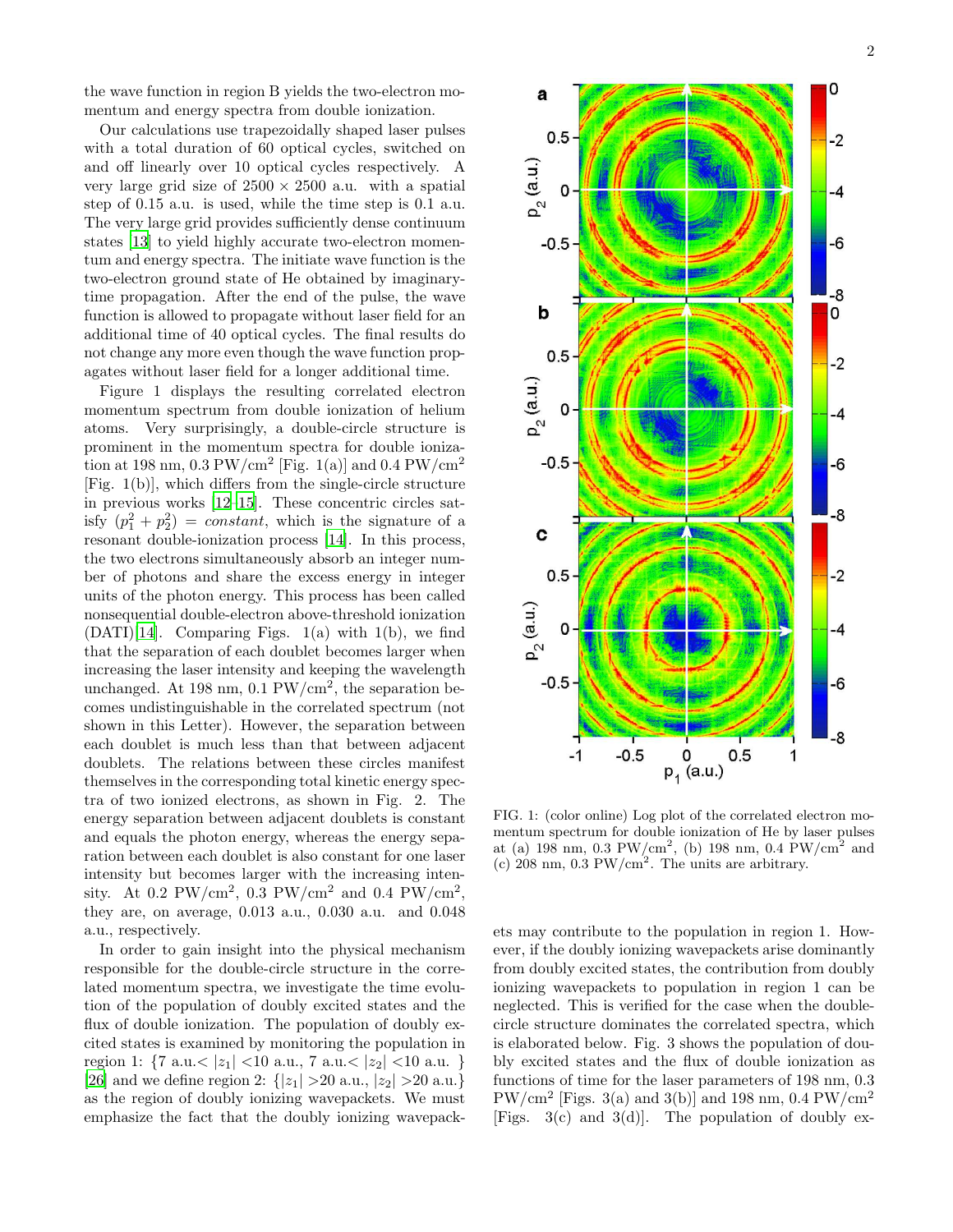the wave function in region B yields the two-electron momentum and energy spectra from double ionization.

Our calculations use trapezoidally shaped laser pulses with a total duration of 60 optical cycles, switched on and off linearly over 10 optical cycles respectively. A very large grid size of 2500 × 2500 a.u. with a spatial step of 0.15 a.u. is used, while the time step is 0.1 a.u. The very large grid provides sufficiently dense continuum states [13] to yield highly accurate two-electron momentum and energy spectra. The initiate wave function is the two-electron ground state of He obtained by imaginary-time propagation. After the end of the pulse, the wave function is allowed to propagate without laser field for an additional time of 40 optical cycles. The final results do not change any more even though the wave function propagates without laser field for a longer additional time.

Figure 1 displays the resulting correlated electron momentum spectrum from double ionization of helium atoms. Very surprisingly, a double-circle structure is prominent in the momentum spectra for double ionization at 198 nm, 0.3 PW/cm$^2$ [Fig. 1(a)] and 0.4 PW/cm$^2$ [Fig. 1(b)], which differs from the single-circle structure in previous works [12–15]. These concentric circles satisfy $(p_1^2 + p_2^2) = constant$, which is the signature of a resonant double-ionization process [14]. In this process, the two electrons simultaneously absorb an integer number of photons and share the excess energy in integer units of the photon energy. This process has been called nonsequential double-electron above-threshold ionization (DATI)[14]. Comparing Figs. 1(a) with 1(b), we find that the separation of each doublet becomes larger when increasing the laser intensity and keeping the wavelength unchanged. At 198 nm, 0.1 PW/cm$^2$, the separation becomes undistinguishable in the correlated spectrum (not shown in this Letter). However, the separation between each doublet is much less than that between adjacent doublets. The relations between these circles manifest themselves in the corresponding total kinetic energy spectra of two ionized electrons, as shown in Fig. 2. The energy separation between adjacent doublets is constant and equals the photon energy, whereas the energy separation between each doublet is also constant for one laser intensity but becomes larger with the increasing intensity. At 0.2 PW/cm$^2$, 0.3 PW/cm$^2$ and 0.4 PW/cm$^2$, they are, on average, 0.013 a.u., 0.030 a.u. and 0.048 a.u., respectively.

FIG. 1: (color online) Log plot of the correlated electron momentum spectrum for double ionization of He by laser pulses at (a) 198 nm, 0.3 PW/cm$^2$, (b) 198 nm, 0.4 PW/cm$^2$ and (c) 208 nm, 0.3 PW/cm$^2$. The units are arbitrary.

In order to gain insight into the physical mechanism responsible for the double-circle structure in the correlated momentum spectra, we investigate the time evolution of the population of doubly excited states and the flux of double ionization. The population of doubly excited states is examined by monitoring the population in region 1: {7 a.u.< $|z_1|$ <10 a.u., 7 a.u.< $|z_2|$ <10 a.u. } [26] and we define region 2: {$|z_1|$ >20 a.u., $|z_2|$ >20 a.u.} as the region of doubly ionizing wavepackets. We must emphasize the fact that the doubly ionizing wavepackets may contribute to the population in region 1. However, if the doubly ionizing wavepackets arise dominantly from doubly excited states, the contribution from doubly ionizing wavepackets to population in region 1 can be neglected. This is verified for the case when the double-circle structure dominates the correlated spectra, which is elaborated below. Fig. 3 shows the population of doubly excited states and the flux of double ionization as functions of time for the laser parameters of 198 nm, 0.3 PW/cm$^2$ [Figs. 3(a) and 3(b)] and 198 nm, 0.4 PW/cm$^2$ [Figs. 3(c) and 3(d)]. The population of doubly ex-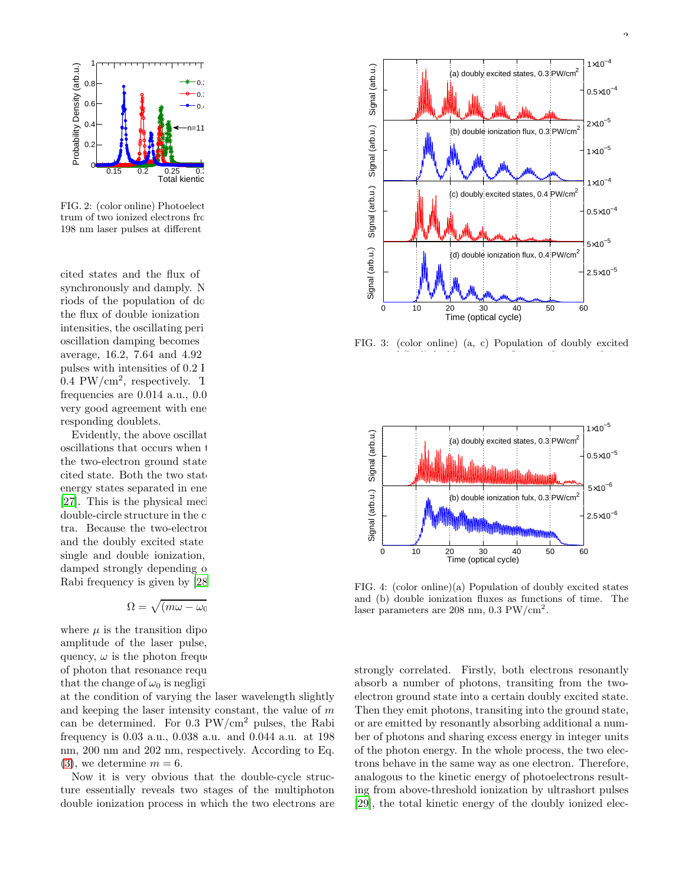FIG. 2: (color online) Photoelect
trum of two ionized electrons fro
198 nm laser pulses at different

FIG. 3: (color online) (a, c) Population of doubly excited

FIG. 4: (color online)(a) Population of doubly excited states and (b) double ionization fluxes as functions of time. The laser parameters are 208 nm, 0.3 PW/cm$^2$.

cited states and the flux of
synchronously and damply. N
riods of the population of do
the flux of double ionization
intensities, the oscillating peri
oscillation damping becomes
average, 16.2, 7.64 and 4.92
pulses with intensities of 0.2 I
0.4 PW/cm$^2$, respectively. T
frequencies are 0.014 a.u., 0.0
very good agreement with ene
responding doublets.

Evidently, the above oscillat
oscillations that occurs when t
the two-electron ground state
cited state. Both the two stat
energy states separated in ene
[27]. This is the physical mec
double-circle structure in the c
tra. Because the two-electron
and the doubly excited state
single and double ionization,
damped strongly depending o
Rabi frequency is given by [28

$$\Omega = \sqrt{(m\omega - \omega_0}$$

where $\mu$ is the transition dipo
amplitude of the laser pulse,
quency, $\omega$ is the photon frequ
of photon that resonance requ
that the change of $\omega_0$ is negligi
at the condition of varying the laser wavelength slightly and keeping the laser intensity constant, the value of $m$ can be determined. For 0.3 PW/cm$^2$ pulses, the Rabi frequency is 0.03 a.u., 0.038 a.u. and 0.044 a.u. at 198 nm, 200 nm and 202 nm, respectively. According to Eq. (3), we determine $m = 6$.

Now it is very obvious that the double-cycle structure essentially reveals two stages of the multiphoton double ionization process in which the two electrons are strongly correlated. Firstly, both electrons resonantly absorb a number of photons, transiting from the two-electron ground state into a certain doubly excited state. Then they emit photons, transiting into the ground state, or are emitted by resonantly absorbing additional a number of photons and sharing excess energy in integer units of the photon energy. In the whole process, the two electrons behave in the same way as one electron. Therefore, analogous to the kinetic energy of photoelectrons resulting from above-threshold ionization by ultrashort pulses [29], the total kinetic energy of the doubly ionized elec-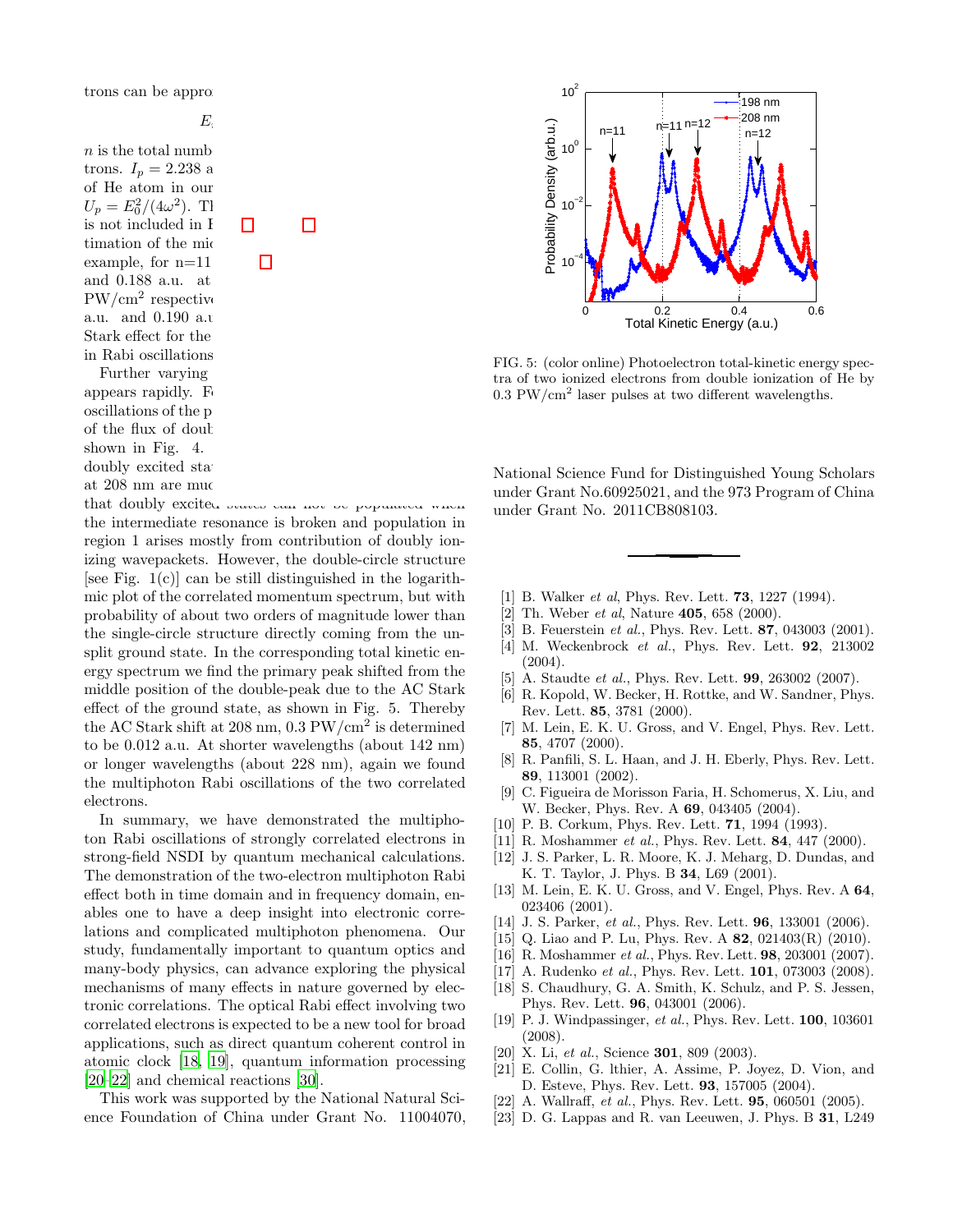trons can be appro

$E_{}$

$n$ is the total numb
trons. $I_p = 2.238$ a
of He atom in our
$U_p = E_0^2/(4\omega^2)$. Th
is not included in E
timation of the mid
example, for n=11
and 0.188 a.u. at
PW/cm$^2$ respective
a.u. and 0.190 a.u
Stark effect for the
in Rabi oscillations

Further varying
appears rapidly. Fo
oscillations of the p
of the flux of doub
shown in Fig. 4.
doubly excited sta
at 208 nm are muc
that doubly excited states can not be populated when the intermediate resonance is broken and population in region 1 arises mostly from contribution of doubly ionizing wavepackets. However, the double-circle structure [see Fig. 1(c)] can be still distinguished in the logarithmic plot of the correlated momentum spectrum, but with probability of about two orders of magnitude lower than the single-circle structure directly coming from the unsplit ground state. In the corresponding total kinetic energy spectrum we find the primary peak shifted from the middle position of the double-peak due to the AC Stark effect of the ground state, as shown in Fig. 5. Thereby the AC Stark shift at 208 nm, 0.3 PW/cm$^2$ is determined to be 0.012 a.u. At shorter wavelengths (about 142 nm) or longer wavelengths (about 228 nm), again we found the multiphoton Rabi oscillations of the two correlated electrons.

In summary, we have demonstrated the multiphoton Rabi oscillations of strongly correlated electrons in strong-field NSDI by quantum mechanical calculations. The demonstration of the two-electron multiphoton Rabi effect both in time domain and in frequency domain, enables one to have a deep insight into electronic correlations and complicated multiphoton phenomena. Our study, fundamentally important to quantum optics and many-body physics, can advance exploring the physical mechanisms of many effects in nature governed by electronic correlations. The optical Rabi effect involving two correlated electrons is expected to be a new tool for broad applications, such as direct quantum coherent control in atomic clock [18, 19], quantum information processing [20–22] and chemical reactions [30].

This work was supported by the National Natural Science Foundation of China under Grant No. 11004070, National Science Fund for Distinguished Young Scholars under Grant No.60925021, and the 973 Program of China under Grant No. 2011CB808103.

FIG. 5: (color online) Photoelectron total-kinetic energy spectra of two ionized electrons from double ionization of He by 0.3 PW/cm$^2$ laser pulses at two different wavelengths.

[1] B. Walker *et al*, Phys. Rev. Lett. **73**, 1227 (1994).

[2] Th. Weber *et al*, Nature **405**, 658 (2000).

[3] B. Feuerstein *et al.*, Phys. Rev. Lett. **87**, 043003 (2001).

[4] M. Weckenbrock *et al.*, Phys. Rev. Lett. **92**, 213002 (2004).

[5] A. Staudte *et al.*, Phys. Rev. Lett. **99**, 263002 (2007).

[6] R. Kopold, W. Becker, H. Rottke, and W. Sandner, Phys. Rev. Lett. **85**, 3781 (2000).

[7] M. Lein, E. K. U. Gross, and V. Engel, Phys. Rev. Lett. **85**, 4707 (2000).

[8] R. Panfili, S. L. Haan, and J. H. Eberly, Phys. Rev. Lett. **89**, 113001 (2002).

[9] C. Figueira de Morisson Faria, H. Schomerus, X. Liu, and W. Becker, Phys. Rev. A **69**, 043405 (2004).

[10] P. B. Corkum, Phys. Rev. Lett. **71**, 1994 (1993).

[11] R. Moshammer *et al.*, Phys. Rev. Lett. **84**, 447 (2000).

[12] J. S. Parker, L. R. Moore, K. J. Meharg, D. Dundas, and K. T. Taylor, J. Phys. B **34**, L69 (2001).

[13] M. Lein, E. K. U. Gross, and V. Engel, Phys. Rev. A **64**, 023406 (2001).

[14] J. S. Parker, *et al.*, Phys. Rev. Lett. **96**, 133001 (2006).

[15] Q. Liao and P. Lu, Phys. Rev. A **82**, 021403(R) (2010).

[16] R. Moshammer *et al.*, Phys. Rev. Lett. **98**, 203001 (2007).

[17] A. Rudenko *et al.*, Phys. Rev. Lett. **101**, 073003 (2008).

[18] S. Chaudhury, G. A. Smith, K. Schulz, and P. S. Jessen, Phys. Rev. Lett. **96**, 043001 (2006).

[19] P. J. Windpassinger, *et al.*, Phys. Rev. Lett. **100**, 103601 (2008).

[20] X. Li, *et al.*, Science **301**, 809 (2003).

[21] E. Collin, G. lthier, A. Assime, P. Joyez, D. Vion, and D. Esteve, Phys. Rev. Lett. **93**, 157005 (2004).

[22] A. Wallraff, *et al.*, Phys. Rev. Lett. **95**, 060501 (2005).

[23] D. G. Lappas and R. van Leeuwen, J. Phys. B **31**, L249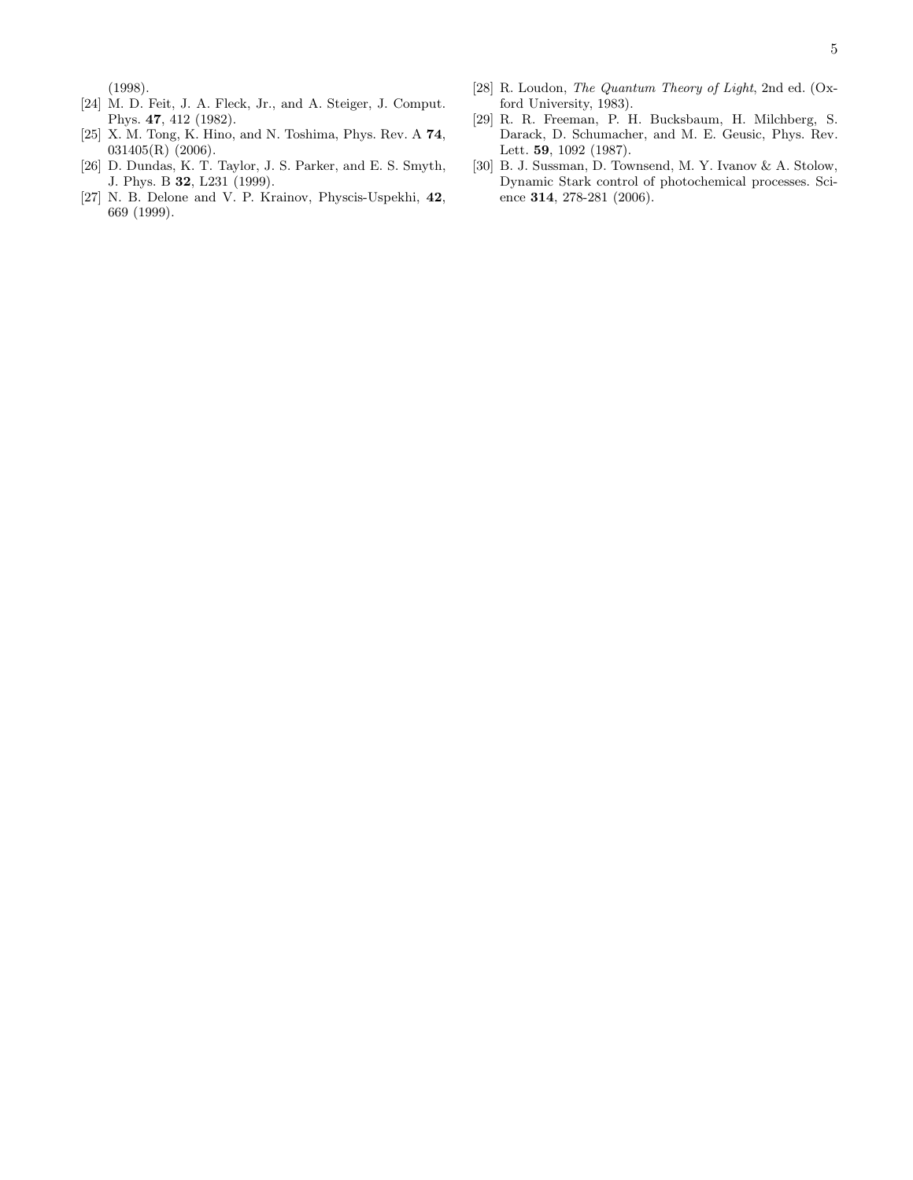(1998).

[24] M. D. Feit, J. A. Fleck, Jr., and A. Steiger, J. Comput. Phys. **47**, 412 (1982).

[25] X. M. Tong, K. Hino, and N. Toshima, Phys. Rev. A **74**, 031405(R) (2006).

[26] D. Dundas, K. T. Taylor, J. S. Parker, and E. S. Smyth, J. Phys. B **32**, L231 (1999).

[27] N. B. Delone and V. P. Krainov, Physcis-Uspekhi, **42**, 669 (1999).

[28] R. Loudon, *The Quantum Theory of Light*, 2nd ed. (Oxford University, 1983).

[29] R. R. Freeman, P. H. Bucksbaum, H. Milchberg, S. Darack, D. Schumacher, and M. E. Geusic, Phys. Rev. Lett. **59**, 1092 (1987).

[30] B. J. Sussman, D. Townsend, M. Y. Ivanov & A. Stolow, Dynamic Stark control of photochemical processes. Science **314**, 278-281 (2006).